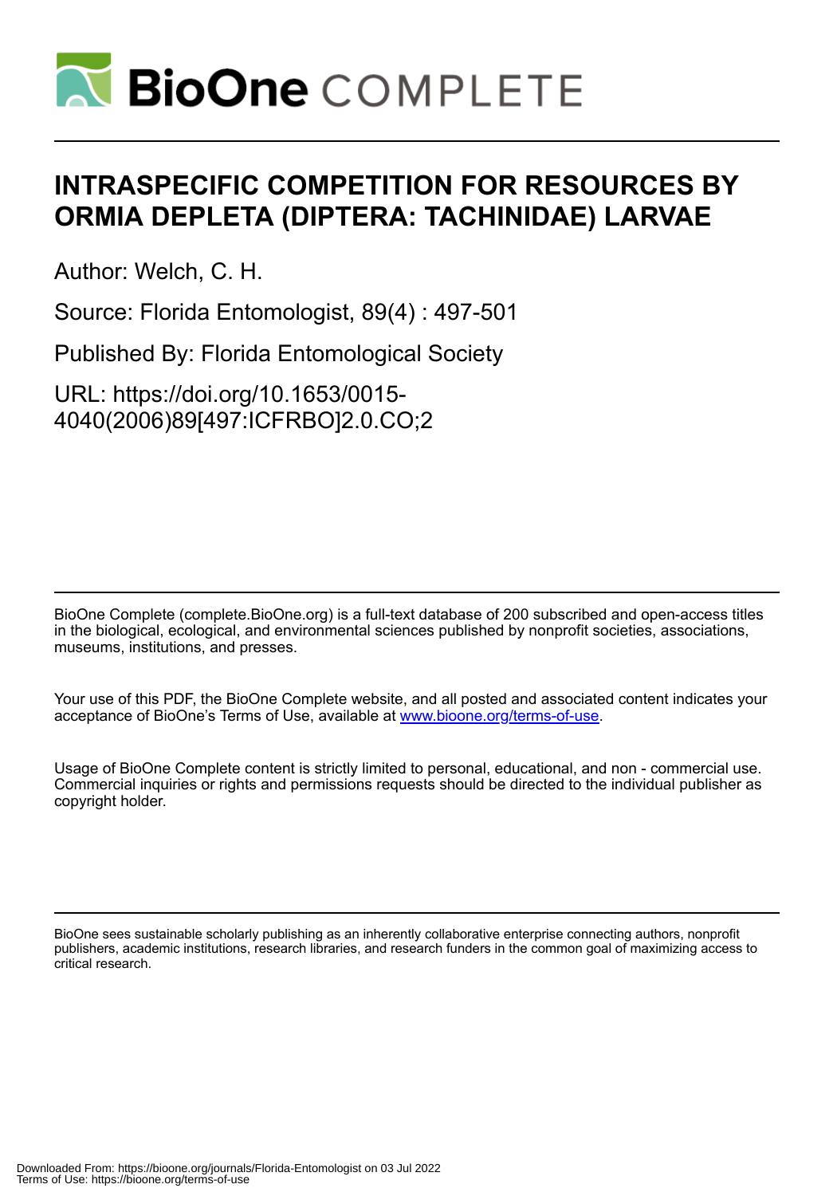# INTRASPECIFIC COMPETITION FOR RESOURCES BY ORMIA DEPLETA (DIPTERA: TACHINIDAE) LARVAE

Author: Welch, C. H.

Source: Florida Entomologist, 89(4) : 497-501

Published By: Florida Entomological Society

URL: https://doi.org/10.1653/0015-4040(2006)89[497:ICFRBO]2.0.CO;2

BioOne Complete (complete.BioOne.org) is a full-text database of 200 subscribed and open-access titles in the biological, ecological, and environmental sciences published by nonprofit societies, associations, museums, institutions, and presses.

Your use of this PDF, the BioOne Complete website, and all posted and associated content indicates your acceptance of BioOne's Terms of Use, available at www.bioone.org/terms-of-use.

Usage of BioOne Complete content is strictly limited to personal, educational, and non - commercial use. Commercial inquiries or rights and permissions requests should be directed to the individual publisher as copyright holder.

BioOne sees sustainable scholarly publishing as an inherently collaborative enterprise connecting authors, nonprofit publishers, academic institutions, research libraries, and research funders in the common goal of maximizing access to critical research.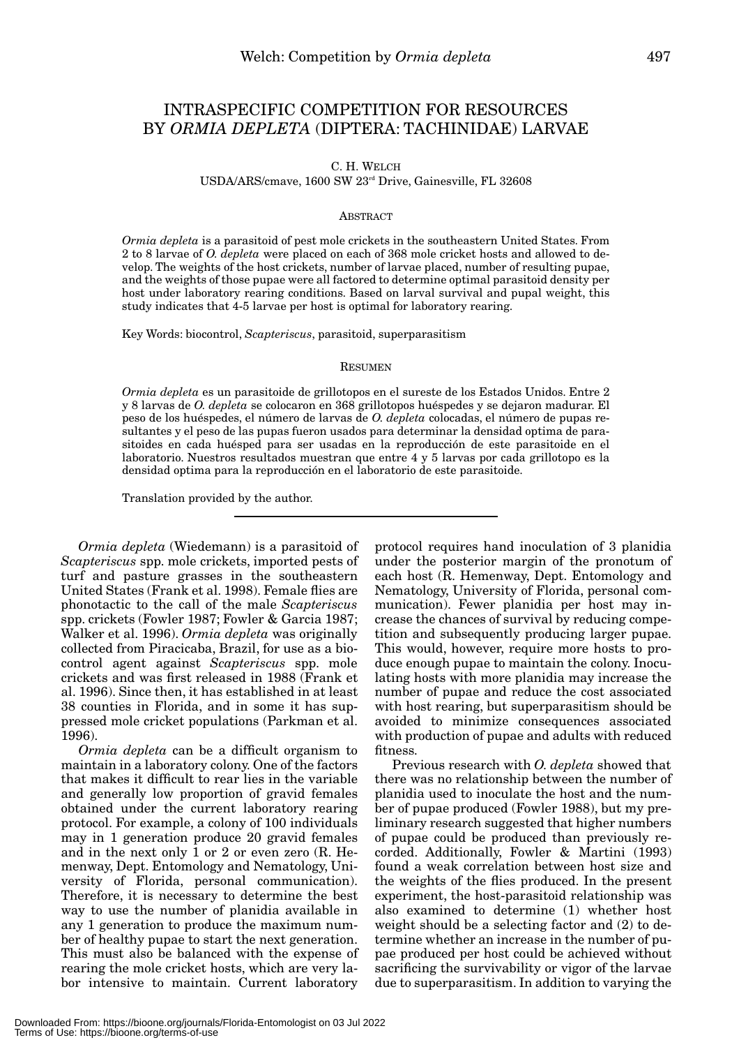# INTRASPECIFIC COMPETITION FOR RESOURCES BY *ORMIA DEPLETA* (DIPTERA: TACHINIDAE) LARVAE

C. H. WELCH

USDA/ARS/cmave, 1600 SW 23rd Drive, Gainesville, FL 32608

## ABSTRACT

*Ormia depleta* is a parasitoid of pest mole crickets in the southeastern United States. From 2 to 8 larvae of *O. depleta* were placed on each of 368 mole cricket hosts and allowed to develop. The weights of the host crickets, number of larvae placed, number of resulting pupae, and the weights of those pupae were all factored to determine optimal parasitoid density per host under laboratory rearing conditions. Based on larval survival and pupal weight, this study indicates that 4-5 larvae per host is optimal for laboratory rearing.

Key Words: biocontrol, *Scapteriscus*, parasitoid, superparasitism

## RESUMEN

*Ormia depleta* es un parasitoide de grillotopos en el sureste de los Estados Unidos. Entre 2 y 8 larvas de *O. depleta* se colocaron en 368 grillotopos huéspedes y se dejaron madurar. El peso de los huéspedes, el número de larvas de *O. depleta* colocadas, el número de pupas resultantes y el peso de las pupas fueron usados para determinar la densidad optima de parasitoides en cada huésped para ser usadas en la reproducción de este parasitoide en el laboratorio. Nuestros resultados muestran que entre 4 y 5 larvas por cada grillotopo es la densidad optima para la reproducción en el laboratorio de este parasitoide.

Translation provided by the author.

---

*Ormia depleta* (Wiedemann) is a parasitoid of *Scapteriscus* spp. mole crickets, imported pests of turf and pasture grasses in the southeastern United States (Frank et al. 1998). Female flies are phonotactic to the call of the male *Scapteriscus* spp. crickets (Fowler 1987; Fowler & Garcia 1987; Walker et al. 1996). *Ormia depleta* was originally collected from Piracicaba, Brazil, for use as a biocontrol agent against *Scapteriscus* spp. mole crickets and was first released in 1988 (Frank et al. 1996). Since then, it has established in at least 38 counties in Florida, and in some it has suppressed mole cricket populations (Parkman et al. 1996).

*Ormia depleta* can be a difficult organism to maintain in a laboratory colony. One of the factors that makes it difficult to rear lies in the variable and generally low proportion of gravid females obtained under the current laboratory rearing protocol. For example, a colony of 100 individuals may in 1 generation produce 20 gravid females and in the next only 1 or 2 or even zero (R. Hemenway, Dept. Entomology and Nematology, University of Florida, personal communication). Therefore, it is necessary to determine the best way to use the number of planidia available in any 1 generation to produce the maximum number of healthy pupae to start the next generation. This must also be balanced with the expense of rearing the mole cricket hosts, which are very labor intensive to maintain. Current laboratory protocol requires hand inoculation of 3 planidia under the posterior margin of the pronotum of each host (R. Hemenway, Dept. Entomology and Nematology, University of Florida, personal communication). Fewer planidia per host may increase the chances of survival by reducing competition and subsequently producing larger pupae. This would, however, require more hosts to produce enough pupae to maintain the colony. Inoculating hosts with more planidia may increase the number of pupae and reduce the cost associated with host rearing, but superparasitism should be avoided to minimize consequences associated with production of pupae and adults with reduced fitness.

Previous research with *O. depleta* showed that there was no relationship between the number of planidia used to inoculate the host and the number of pupae produced (Fowler 1988), but my preliminary research suggested that higher numbers of pupae could be produced than previously recorded. Additionally, Fowler & Martini (1993) found a weak correlation between host size and the weights of the flies produced. In the present experiment, the host-parasitoid relationship was also examined to determine (1) whether host weight should be a selecting factor and (2) to determine whether an increase in the number of pupae produced per host could be achieved without sacrificing the survivability or vigor of the larvae due to superparasitism. In addition to varying the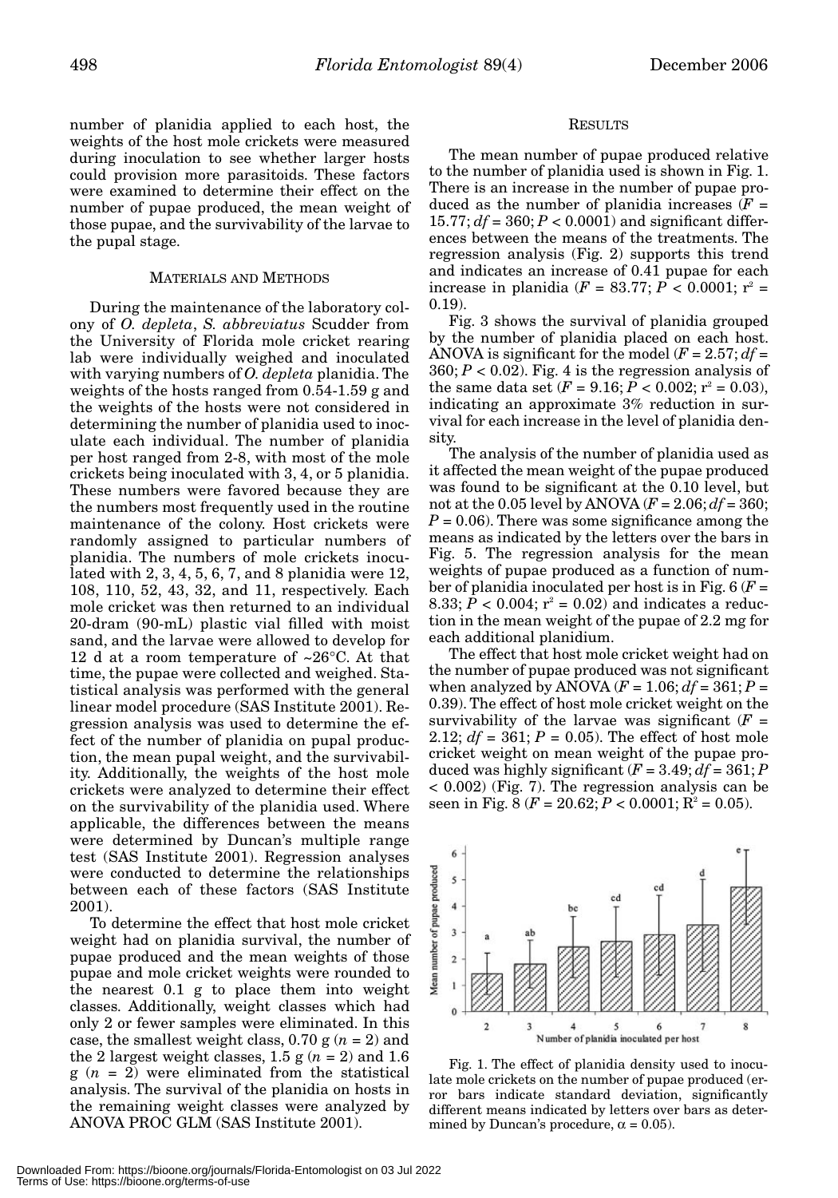number of planidia applied to each host, the weights of the host mole crickets were measured during inoculation to see whether larger hosts could provision more parasitoids. These factors were examined to determine their effect on the number of pupae produced, the mean weight of those pupae, and the survivability of the larvae to the pupal stage.

## MATERIALS AND METHODS

During the maintenance of the laboratory colony of *O. depleta*, *S. abbreviatus* Scudder from the University of Florida mole cricket rearing lab were individually weighed and inoculated with varying numbers of *O. depleta* planidia. The weights of the hosts ranged from 0.54-1.59 g and the weights of the hosts were not considered in determining the number of planidia used to inoculate each individual. The number of planidia per host ranged from 2-8, with most of the mole crickets being inoculated with 3, 4, or 5 planidia. These numbers were favored because they are the numbers most frequently used in the routine maintenance of the colony. Host crickets were randomly assigned to particular numbers of planidia. The numbers of mole crickets inoculated with 2, 3, 4, 5, 6, 7, and 8 planidia were 12, 108, 110, 52, 43, 32, and 11, respectively. Each mole cricket was then returned to an individual 20-dram (90-mL) plastic vial filled with moist sand, and the larvae were allowed to develop for 12 d at a room temperature of ~26°C. At that time, the pupae were collected and weighed. Statistical analysis was performed with the general linear model procedure (SAS Institute 2001). Regression analysis was used to determine the effect of the number of planidia on pupal production, the mean pupal weight, and the survivability. Additionally, the weights of the host mole crickets were analyzed to determine their effect on the survivability of the planidia used. Where applicable, the differences between the means were determined by Duncan's multiple range test (SAS Institute 2001). Regression analyses were conducted to determine the relationships between each of these factors (SAS Institute 2001).

To determine the effect that host mole cricket weight had on planidia survival, the number of pupae produced and the mean weights of those pupae and mole cricket weights were rounded to the nearest 0.1 g to place them into weight classes. Additionally, weight classes which had only 2 or fewer samples were eliminated. In this case, the smallest weight class, 0.70 g ($n = 2$) and the 2 largest weight classes, 1.5 g ($n = 2$) and 1.6 g ($n = 2$) were eliminated from the statistical analysis. The survival of the planidia on hosts in the remaining weight classes were analyzed by ANOVA PROC GLM (SAS Institute 2001).

## RESULTS

The mean number of pupae produced relative to the number of planidia used is shown in Fig. 1. There is an increase in the number of pupae produced as the number of planidia increases ($F = 15.77$; $df = 360$; $P < 0.0001$) and significant differences between the means of the treatments. The regression analysis (Fig. 2) supports this trend and indicates an increase of 0.41 pupae for each increase in planidia ($F = 83.77$; $P < 0.0001$; $r^2 = 0.19$).

Fig. 3 shows the survival of planidia grouped by the number of planidia placed on each host. ANOVA is significant for the model ($F = 2.57$; $df = 360$; $P < 0.02$). Fig. 4 is the regression analysis of the same data set ($F = 9.16$; $P < 0.002$; $r^2 = 0.03$), indicating an approximate 3% reduction in survival for each increase in the level of planidia density.

The analysis of the number of planidia used as it affected the mean weight of the pupae produced was found to be significant at the 0.10 level, but not at the 0.05 level by ANOVA ($F = 2.06$; $df = 360$; $P = 0.06$). There was some significance among the means as indicated by the letters over the bars in Fig. 5. The regression analysis for the mean weights of pupae produced as a function of number of planidia inoculated per host is in Fig. 6 ($F = 8.33$; $P < 0.004$; $r^2 = 0.02$) and indicates a reduction in the mean weight of the pupae of 2.2 mg for each additional planidium.

The effect that host mole cricket weight had on the number of pupae produced was not significant when analyzed by ANOVA ($F = 1.06$; $df = 361$; $P = 0.39$). The effect of host mole cricket weight on the survivability of the larvae was significant ($F = 2.12$; $df = 361$; $P = 0.05$). The effect of host mole cricket weight on mean weight of the pupae produced was highly significant ($F = 3.49$; $df = 361$; $P < 0.002$) (Fig. 7). The regression analysis can be seen in Fig. 8 ($F = 20.62$; $P < 0.0001$; $R^2 = 0.05$).

Fig. 1. The effect of planidia density used to inoculate mole crickets on the number of pupae produced (error bars indicate standard deviation, significantly different means indicated by letters over bars as determined by Duncan's procedure, $\alpha = 0.05$).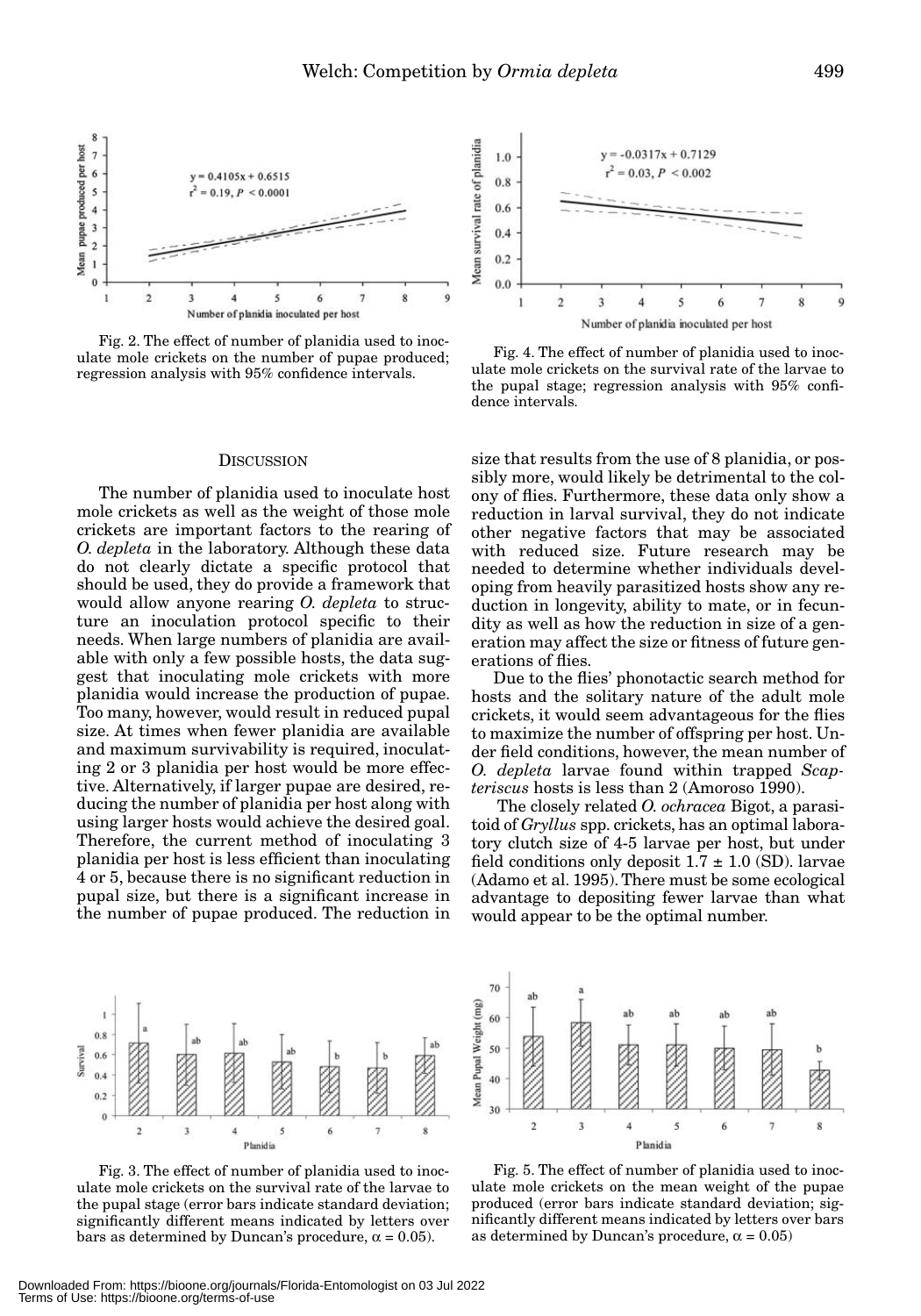Fig. 2. The effect of number of planidia used to inoculate mole crickets on the number of pupae produced; regression analysis with 95% confidence intervals.

Fig. 4. The effect of number of planidia used to inoculate mole crickets on the survival rate of the larvae to the pupal stage; regression analysis with 95% confidence intervals.

## Discussion

The number of planidia used to inoculate host mole crickets as well as the weight of those mole crickets are important factors to the rearing of *O. depleta* in the laboratory. Although these data do not clearly dictate a specific protocol that should be used, they do provide a framework that would allow anyone rearing *O. depleta* to structure an inoculation protocol specific to their needs. When large numbers of planidia are available with only a few possible hosts, the data suggest that inoculating mole crickets with more planidia would increase the production of pupae. Too many, however, would result in reduced pupal size. At times when fewer planidia are available and maximum survivability is required, inoculating 2 or 3 planidia per host would be more effective. Alternatively, if larger pupae are desired, reducing the number of planidia per host along with using larger hosts would achieve the desired goal. Therefore, the current method of inoculating 3 planidia per host is less efficient than inoculating 4 or 5, because there is no significant reduction in pupal size, but there is a significant increase in the number of pupae produced. The reduction in size that results from the use of 8 planidia, or possibly more, would likely be detrimental to the colony of flies. Furthermore, these data only show a reduction in larval survival, they do not indicate other negative factors that may be associated with reduced size. Future research may be needed to determine whether individuals developing from heavily parasitized hosts show any reduction in longevity, ability to mate, or in fecundity as well as how the reduction in size of a generation may affect the size or fitness of future generations of flies.

Due to the flies' phonotactic search method for hosts and the solitary nature of the adult mole crickets, it would seem advantageous for the flies to maximize the number of offspring per host. Under field conditions, however, the mean number of *O. depleta* larvae found within trapped *Scapteriscus* hosts is less than 2 (Amoroso 1990).

The closely related *O. ochracea* Bigot, a parasitoid of *Gryllus* spp. crickets, has an optimal laboratory clutch size of 4-5 larvae per host, but under field conditions only deposit $1.7 \pm 1.0$ (SD). larvae (Adamo et al. 1995). There must be some ecological advantage to depositing fewer larvae than what would appear to be the optimal number.

Fig. 3. The effect of number of planidia used to inoculate mole crickets on the survival rate of the larvae to the pupal stage (error bars indicate standard deviation; significantly different means indicated by letters over bars as determined by Duncan's procedure, $\alpha = 0.05$).

Fig. 5. The effect of number of planidia used to inoculate mole crickets on the mean weight of the pupae produced (error bars indicate standard deviation; significantly different means indicated by letters over bars as determined by Duncan's procedure, $\alpha = 0.05$)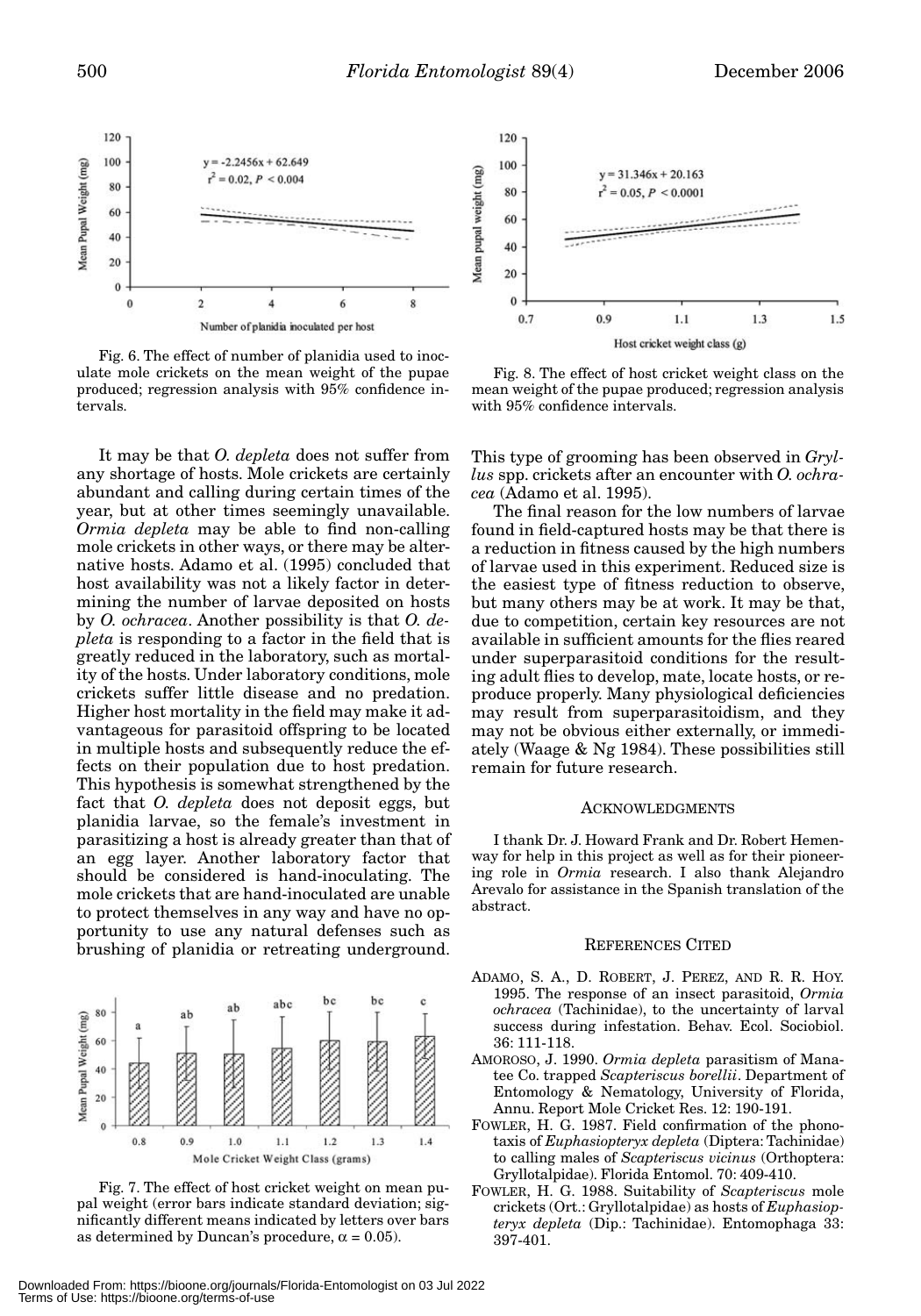y = -2.2456x + 62.649

$r^2 = 0.02$, $P < 0.004$

Mean Pupal Weight (mg)

Number of planidia inoculated per host

Fig. 6. The effect of number of planidia used to inoculate mole crickets on the mean weight of the pupae produced; regression analysis with 95% confidence intervals.

y = 31.346x + 20.163

$r^2 = 0.05$, $P < 0.0001$

Mean pupal weight (mg)

Host cricket weight class (g)

Fig. 8. The effect of host cricket weight class on the mean weight of the pupae produced; regression analysis with 95% confidence intervals.

It may be that *O. depleta* does not suffer from any shortage of hosts. Mole crickets are certainly abundant and calling during certain times of the year, but at other times seemingly unavailable. *Ormia depleta* may be able to find non-calling mole crickets in other ways, or there may be alternative hosts. Adamo et al. (1995) concluded that host availability was not a likely factor in determining the number of larvae deposited on hosts by *O. ochracea*. Another possibility is that *O. depleta* is responding to a factor in the field that is greatly reduced in the laboratory, such as mortality of the hosts. Under laboratory conditions, mole crickets suffer little disease and no predation. Higher host mortality in the field may make it advantageous for parasitoid offspring to be located in multiple hosts and subsequently reduce the effects on their population due to host predation. This hypothesis is somewhat strengthened by the fact that *O. depleta* does not deposit eggs, but planidia larvae, so the female's investment in parasitizing a host is already greater than that of an egg layer. Another laboratory factor that should be considered is hand-inoculating. The mole crickets that are hand-inoculated are unable to protect themselves in any way and have no opportunity to use any natural defenses such as brushing of planidia or retreating underground.

Mean Pupal Weight (mg)

a ab ab abc bc bc c

Mole Cricket Weight Class (grams)

Fig. 7. The effect of host cricket weight on mean pupal weight (error bars indicate standard deviation; significantly different means indicated by letters over bars as determined by Duncan's procedure, $\alpha = 0.05$).

This type of grooming has been observed in *Gryllus* spp. crickets after an encounter with *O. ochracea* (Adamo et al. 1995).

The final reason for the low numbers of larvae found in field-captured hosts may be that there is a reduction in fitness caused by the high numbers of larvae used in this experiment. Reduced size is the easiest type of fitness reduction to observe, but many others may be at work. It may be that, due to competition, certain key resources are not available in sufficient amounts for the flies reared under superparasitoid conditions for the resulting adult flies to develop, mate, locate hosts, or reproduce properly. Many physiological deficiencies may result from superparasitoidism, and they may not be obvious either externally, or immediately (Waage & Ng 1984). These possibilities still remain for future research.

## ACKNOWLEDGMENTS

I thank Dr. J. Howard Frank and Dr. Robert Hemenway for help in this project as well as for their pioneering role in *Ormia* research. I also thank Alejandro Arevalo for assistance in the Spanish translation of the abstract.

## REFERENCES CITED

ADAMO, S. A., D. ROBERT, J. PEREZ, AND R. R. HOY. 1995. The response of an insect parasitoid, *Ormia ochracea* (Tachinidae), to the uncertainty of larval success during infestation. Behav. Ecol. Sociobiol. 36: 111-118.

AMOROSO, J. 1990. *Ormia depleta* parasitism of Manatee Co. trapped *Scapteriscus borellii*. Department of Entomology & Nematology, University of Florida, Annu. Report Mole Cricket Res. 12: 190-191.

FOWLER, H. G. 1987. Field confirmation of the phonotaxis of *Euphasiopteryx depleta* (Diptera: Tachinidae) to calling males of *Scapteriscus vicinus* (Orthoptera: Gryllotalpidae). Florida Entomol. 70: 409-410.

FOWLER, H. G. 1988. Suitability of *Scapteriscus* mole crickets (Ort.: Gryllotalpidae) as hosts of *Euphasiopteryx depleta* (Dip.: Tachinidae). Entomophaga 33: 397-401.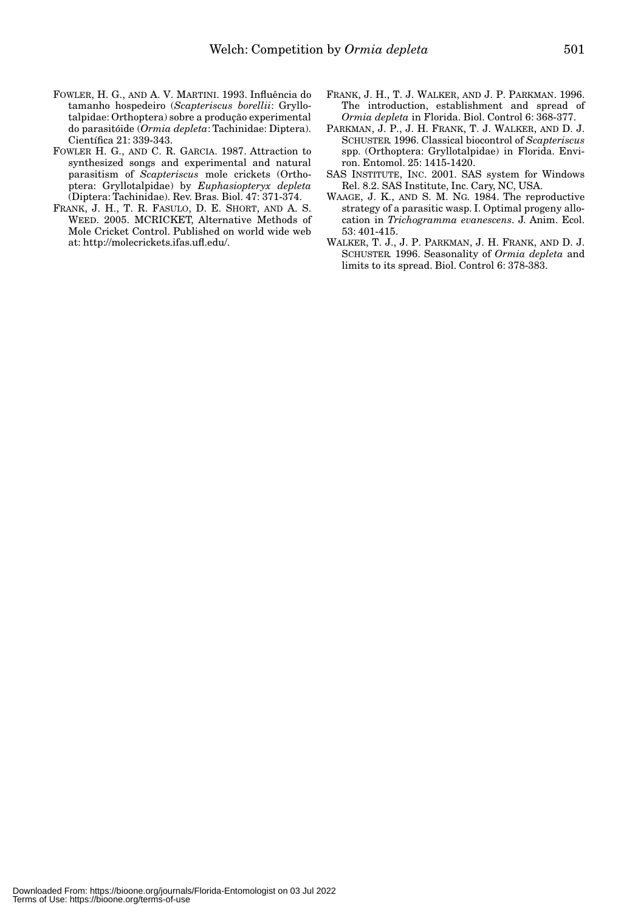FOWLER, H. G., AND A. V. MARTINI. 1993. Influência do tamanho hospedeiro (*Scapteriscus borellii*: Gryllotalpidae: Orthoptera) sobre a produção experimental do parasitóide (*Ormia depleta*: Tachinidae: Diptera). Científica 21: 339-343.

FOWLER H. G., AND C. R. GARCIA. 1987. Attraction to synthesized songs and experimental and natural parasitism of *Scapteriscus* mole crickets (Orthoptera: Gryllotalpidae) by *Euphasiopteryx depleta* (Diptera: Tachinidae). Rev. Bras. Biol. 47: 371-374.

FRANK, J. H., T. R. FASULO, D. E. SHORT, AND A. S. WEED. 2005. MCRICKET, Alternative Methods of Mole Cricket Control. Published on world wide web at: http://molecrickets.ifas.ufl.edu/.

FRANK, J. H., T. J. WALKER, AND J. P. PARKMAN. 1996. The introduction, establishment and spread of *Ormia depleta* in Florida. Biol. Control 6: 368-377.

PARKMAN, J. P., J. H. FRANK, T. J. WALKER, AND D. J. SCHUSTER. 1996. Classical biocontrol of *Scapteriscus* spp. (Orthoptera: Gryllotalpidae) in Florida. Environ. Entomol. 25: 1415-1420.

SAS INSTITUTE, INC. 2001. SAS system for Windows Rel. 8.2. SAS Institute, Inc. Cary, NC, USA.

WAAGE, J. K., AND S. M. NG. 1984. The reproductive strategy of a parasitic wasp. I. Optimal progeny allocation in *Trichogramma evanescens*. J. Anim. Ecol. 53: 401-415.

WALKER, T. J., J. P. PARKMAN, J. H. FRANK, AND D. J. SCHUSTER. 1996. Seasonality of *Ormia depleta* and limits to its spread. Biol. Control 6: 378-383.